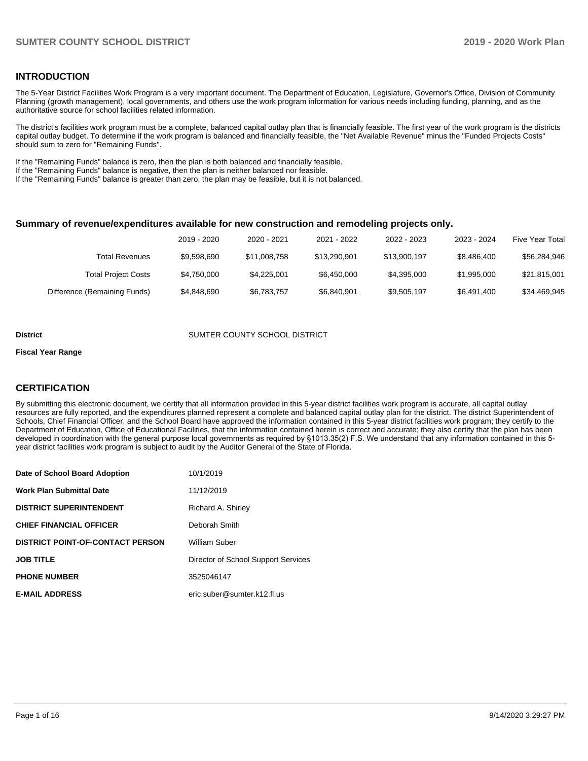## INTRODUCTION

The 5-Year District Facilities Work Program is a very important document. The Department of Education, Legislature, Governor's Office, Division of Community Planning (growth management), local governments, and others use the work program information for various needs including funding, planning, and as the authoritative source for school facilities related information.

The district's facilities work program must be a complete, balanced capital outlay plan that is financially feasible. The first year of the work program is the districts capital outlay budget. To determine if the work program is balanced and financially feasible, the "Net Available Revenue" minus the "Funded Projects Costs" should sum to zero for "Remaining Funds".

If the "Remaining Funds" balance is zero, then the plan is both balanced and financially feasible.
If the "Remaining Funds" balance is negative, then the plan is neither balanced nor feasible.
If the "Remaining Funds" balance is greater than zero, the plan may be feasible, but it is not balanced.

### Summary of revenue/expenditures available for new construction and remodeling projects only.

| | 2019 - 2020 | 2020 - 2021 | 2021 - 2022 | 2022 - 2023 | 2023 - 2024 | Five Year Total |
|---|---|---|---|---|---|---|
| Total Revenues | $9,598,690 | $11,008,758 | $13,290,901 | $13,900,197 | $8,486,400 | $56,284,946 |
| Total Project Costs | $4,750,000 | $4,225,001 | $6,450,000 | $4,395,000 | $1,995,000 | $21,815,001 |
| Difference (Remaining Funds) | $4,848,690 | $6,783,757 | $6,840,901 | $9,505,197 | $6,491,400 | $34,469,945 |

**District** SUMTER COUNTY SCHOOL DISTRICT

**Fiscal Year Range**

## CERTIFICATION

By submitting this electronic document, we certify that all information provided in this 5-year district facilities work program is accurate, all capital outlay resources are fully reported, and the expenditures planned represent a complete and balanced capital outlay plan for the district. The district Superintendent of Schools, Chief Financial Officer, and the School Board have approved the information contained in this 5-year district facilities work program; they certify to the Department of Education, Office of Educational Facilities, that the information contained herein is correct and accurate; they also certify that the plan has been developed in coordination with the general purpose local governments as required by §1013.35(2) F.S. We understand that any information contained in this 5-year district facilities work program is subject to audit by the Auditor General of the State of Florida.

| | |
|---|---|
| **Date of School Board Adoption** | 10/1/2019 |
| **Work Plan Submittal Date** | 11/12/2019 |
| **DISTRICT SUPERINTENDENT** | Richard A. Shirley |
| **CHIEF FINANCIAL OFFICER** | Deborah Smith |
| **DISTRICT POINT-OF-CONTACT PERSON** | William Suber |
| **JOB TITLE** | Director of School Support Services |
| **PHONE NUMBER** | 3525046147 |
| **E-MAIL ADDRESS** | eric.suber@sumter.k12.fl.us |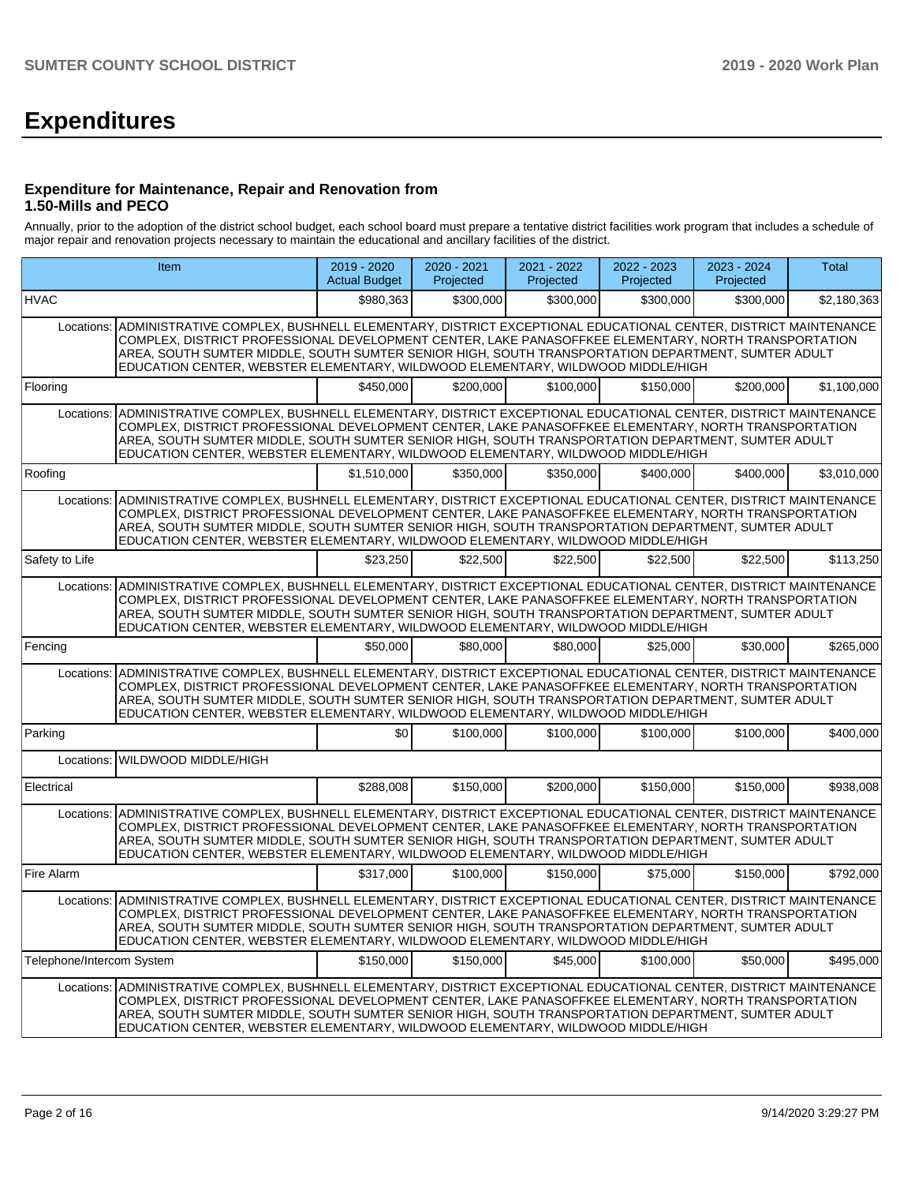# Expenditures

### Expenditure for Maintenance, Repair and Renovation from 1.50-Mills and PECO

Annually, prior to the adoption of the district school budget, each school board must prepare a tentative district facilities work program that includes a schedule of major repair and renovation projects necessary to maintain the educational and ancillary facilities of the district.

| Item | | 2019 - 2020 Actual Budget | 2020 - 2021 Projected | 2021 - 2022 Projected | 2022 - 2023 Projected | 2023 - 2024 Projected | Total |
|---|---|---|---|---|---|---|---|
| HVAC | | $980,363 | $300,000 | $300,000 | $300,000 | $300,000 | $2,180,363 |
| Locations: | ADMINISTRATIVE COMPLEX, BUSHNELL ELEMENTARY, DISTRICT EXCEPTIONAL EDUCATIONAL CENTER, DISTRICT MAINTENANCE COMPLEX, DISTRICT PROFESSIONAL DEVELOPMENT CENTER, LAKE PANASOFFKEE ELEMENTARY, NORTH TRANSPORTATION AREA, SOUTH SUMTER MIDDLE, SOUTH SUMTER SENIOR HIGH, SOUTH TRANSPORTATION DEPARTMENT, SUMTER ADULT EDUCATION CENTER, WEBSTER ELEMENTARY, WILDWOOD ELEMENTARY, WILDWOOD MIDDLE/HIGH | | | | | | |
| Flooring | | $450,000 | $200,000 | $100,000 | $150,000 | $200,000 | $1,100,000 |
| Locations: | ADMINISTRATIVE COMPLEX, BUSHNELL ELEMENTARY, DISTRICT EXCEPTIONAL EDUCATIONAL CENTER, DISTRICT MAINTENANCE COMPLEX, DISTRICT PROFESSIONAL DEVELOPMENT CENTER, LAKE PANASOFFKEE ELEMENTARY, NORTH TRANSPORTATION AREA, SOUTH SUMTER MIDDLE, SOUTH SUMTER SENIOR HIGH, SOUTH TRANSPORTATION DEPARTMENT, SUMTER ADULT EDUCATION CENTER, WEBSTER ELEMENTARY, WILDWOOD ELEMENTARY, WILDWOOD MIDDLE/HIGH | | | | | | |
| Roofing | | $1,510,000 | $350,000 | $350,000 | $400,000 | $400,000 | $3,010,000 |
| Locations: | ADMINISTRATIVE COMPLEX, BUSHNELL ELEMENTARY, DISTRICT EXCEPTIONAL EDUCATIONAL CENTER, DISTRICT MAINTENANCE COMPLEX, DISTRICT PROFESSIONAL DEVELOPMENT CENTER, LAKE PANASOFFKEE ELEMENTARY, NORTH TRANSPORTATION AREA, SOUTH SUMTER MIDDLE, SOUTH SUMTER SENIOR HIGH, SOUTH TRANSPORTATION DEPARTMENT, SUMTER ADULT EDUCATION CENTER, WEBSTER ELEMENTARY, WILDWOOD ELEMENTARY, WILDWOOD MIDDLE/HIGH | | | | | | |
| Safety to Life | | $23,250 | $22,500 | $22,500 | $22,500 | $22,500 | $113,250 |
| Locations: | ADMINISTRATIVE COMPLEX, BUSHNELL ELEMENTARY, DISTRICT EXCEPTIONAL EDUCATIONAL CENTER, DISTRICT MAINTENANCE COMPLEX, DISTRICT PROFESSIONAL DEVELOPMENT CENTER, LAKE PANASOFFKEE ELEMENTARY, NORTH TRANSPORTATION AREA, SOUTH SUMTER MIDDLE, SOUTH SUMTER SENIOR HIGH, SOUTH TRANSPORTATION DEPARTMENT, SUMTER ADULT EDUCATION CENTER, WEBSTER ELEMENTARY, WILDWOOD ELEMENTARY, WILDWOOD MIDDLE/HIGH | | | | | | |
| Fencing | | $50,000 | $80,000 | $80,000 | $25,000 | $30,000 | $265,000 |
| Locations: | ADMINISTRATIVE COMPLEX, BUSHNELL ELEMENTARY, DISTRICT EXCEPTIONAL EDUCATIONAL CENTER, DISTRICT MAINTENANCE COMPLEX, DISTRICT PROFESSIONAL DEVELOPMENT CENTER, LAKE PANASOFFKEE ELEMENTARY, NORTH TRANSPORTATION AREA, SOUTH SUMTER MIDDLE, SOUTH SUMTER SENIOR HIGH, SOUTH TRANSPORTATION DEPARTMENT, SUMTER ADULT EDUCATION CENTER, WEBSTER ELEMENTARY, WILDWOOD ELEMENTARY, WILDWOOD MIDDLE/HIGH | | | | | | |
| Parking | | $0 | $100,000 | $100,000 | $100,000 | $100,000 | $400,000 |
| Locations: | WILDWOOD MIDDLE/HIGH | | | | | | |
| Electrical | | $288,008 | $150,000 | $200,000 | $150,000 | $150,000 | $938,008 |
| Locations: | ADMINISTRATIVE COMPLEX, BUSHNELL ELEMENTARY, DISTRICT EXCEPTIONAL EDUCATIONAL CENTER, DISTRICT MAINTENANCE COMPLEX, DISTRICT PROFESSIONAL DEVELOPMENT CENTER, LAKE PANASOFFKEE ELEMENTARY, NORTH TRANSPORTATION AREA, SOUTH SUMTER MIDDLE, SOUTH SUMTER SENIOR HIGH, SOUTH TRANSPORTATION DEPARTMENT, SUMTER ADULT EDUCATION CENTER, WEBSTER ELEMENTARY, WILDWOOD ELEMENTARY, WILDWOOD MIDDLE/HIGH | | | | | | |
| Fire Alarm | | $317,000 | $100,000 | $150,000 | $75,000 | $150,000 | $792,000 |
| Locations: | ADMINISTRATIVE COMPLEX, BUSHNELL ELEMENTARY, DISTRICT EXCEPTIONAL EDUCATIONAL CENTER, DISTRICT MAINTENANCE COMPLEX, DISTRICT PROFESSIONAL DEVELOPMENT CENTER, LAKE PANASOFFKEE ELEMENTARY, NORTH TRANSPORTATION AREA, SOUTH SUMTER MIDDLE, SOUTH SUMTER SENIOR HIGH, SOUTH TRANSPORTATION DEPARTMENT, SUMTER ADULT EDUCATION CENTER, WEBSTER ELEMENTARY, WILDWOOD ELEMENTARY, WILDWOOD MIDDLE/HIGH | | | | | | |
| Telephone/Intercom System | | $150,000 | $150,000 | $45,000 | $100,000 | $50,000 | $495,000 |
| Locations: | ADMINISTRATIVE COMPLEX, BUSHNELL ELEMENTARY, DISTRICT EXCEPTIONAL EDUCATIONAL CENTER, DISTRICT MAINTENANCE COMPLEX, DISTRICT PROFESSIONAL DEVELOPMENT CENTER, LAKE PANASOFFKEE ELEMENTARY, NORTH TRANSPORTATION AREA, SOUTH SUMTER MIDDLE, SOUTH SUMTER SENIOR HIGH, SOUTH TRANSPORTATION DEPARTMENT, SUMTER ADULT EDUCATION CENTER, WEBSTER ELEMENTARY, WILDWOOD ELEMENTARY, WILDWOOD MIDDLE/HIGH | | | | | | |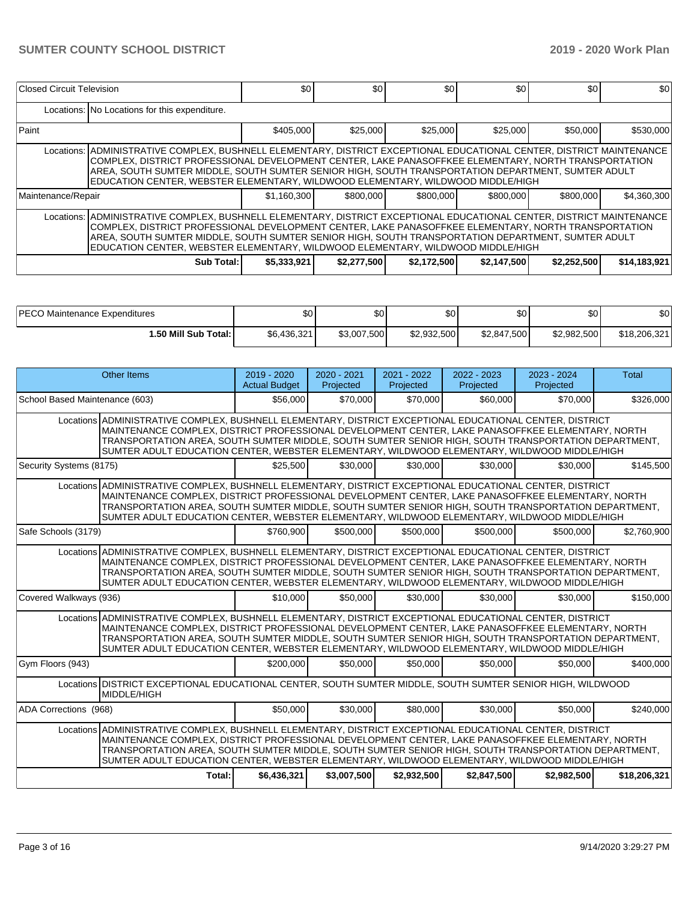| Closed Circuit Television | | $0 | $0 | $0 | $0 | $0 | $0 |
|---|---|---|---|---|---|---|---|
| | Locations: | No Locations for this expenditure. | | | | | |
| Paint | | $405,000 | $25,000 | $25,000 | $25,000 | $50,000 | $530,000 |
| | Locations: | ADMINISTRATIVE COMPLEX, BUSHNELL ELEMENTARY, DISTRICT EXCEPTIONAL EDUCATIONAL CENTER, DISTRICT MAINTENANCE COMPLEX, DISTRICT PROFESSIONAL DEVELOPMENT CENTER, LAKE PANASOFFKEE ELEMENTARY, NORTH TRANSPORTATION AREA, SOUTH SUMTER MIDDLE, SOUTH SUMTER SENIOR HIGH, SOUTH TRANSPORTATION DEPARTMENT, SUMTER ADULT EDUCATION CENTER, WEBSTER ELEMENTARY, WILDWOOD ELEMENTARY, WILDWOOD MIDDLE/HIGH | | | | | |
| Maintenance/Repair | | $1,160,300 | $800,000 | $800,000 | $800,000 | $800,000 | $4,360,300 |
| | Locations: | ADMINISTRATIVE COMPLEX, BUSHNELL ELEMENTARY, DISTRICT EXCEPTIONAL EDUCATIONAL CENTER, DISTRICT MAINTENANCE COMPLEX, DISTRICT PROFESSIONAL DEVELOPMENT CENTER, LAKE PANASOFFKEE ELEMENTARY, NORTH TRANSPORTATION AREA, SOUTH SUMTER MIDDLE, SOUTH SUMTER SENIOR HIGH, SOUTH TRANSPORTATION DEPARTMENT, SUMTER ADULT EDUCATION CENTER, WEBSTER ELEMENTARY, WILDWOOD ELEMENTARY, WILDWOOD MIDDLE/HIGH | | | | | |
| | Sub Total: | $5,333,921 | $2,277,500 | $2,172,500 | $2,147,500 | $2,252,500 | $14,183,921 |

| PECO Maintenance Expenditures | $0 | $0 | $0 | $0 | $0 | $0 |
|---|---|---|---|---|---|---|
| 1.50 Mill Sub Total: | $6,436,321 | $3,007,500 | $2,932,500 | $2,847,500 | $2,982,500 | $18,206,321 |

| Other Items | | 2019 - 2020 Actual Budget | 2020 - 2021 Projected | 2021 - 2022 Projected | 2022 - 2023 Projected | 2023 - 2024 Projected | Total |
|---|---|---|---|---|---|---|---|
| School Based Maintenance (603) | | $56,000 | $70,000 | $70,000 | $60,000 | $70,000 | $326,000 |
| | Locations | ADMINISTRATIVE COMPLEX, BUSHNELL ELEMENTARY, DISTRICT EXCEPTIONAL EDUCATIONAL CENTER, DISTRICT MAINTENANCE COMPLEX, DISTRICT PROFESSIONAL DEVELOPMENT CENTER, LAKE PANASOFFKEE ELEMENTARY, NORTH TRANSPORTATION AREA, SOUTH SUMTER MIDDLE, SOUTH SUMTER SENIOR HIGH, SOUTH TRANSPORTATION DEPARTMENT, SUMTER ADULT EDUCATION CENTER, WEBSTER ELEMENTARY, WILDWOOD ELEMENTARY, WILDWOOD MIDDLE/HIGH | | | | | |
| Security Systems (8175) | | $25,500 | $30,000 | $30,000 | $30,000 | $30,000 | $145,500 |
| | Locations | ADMINISTRATIVE COMPLEX, BUSHNELL ELEMENTARY, DISTRICT EXCEPTIONAL EDUCATIONAL CENTER, DISTRICT MAINTENANCE COMPLEX, DISTRICT PROFESSIONAL DEVELOPMENT CENTER, LAKE PANASOFFKEE ELEMENTARY, NORTH TRANSPORTATION AREA, SOUTH SUMTER MIDDLE, SOUTH SUMTER SENIOR HIGH, SOUTH TRANSPORTATION DEPARTMENT, SUMTER ADULT EDUCATION CENTER, WEBSTER ELEMENTARY, WILDWOOD ELEMENTARY, WILDWOOD MIDDLE/HIGH | | | | | |
| Safe Schools (3179) | | $760,900 | $500,000 | $500,000 | $500,000 | $500,000 | $2,760,900 |
| | Locations | ADMINISTRATIVE COMPLEX, BUSHNELL ELEMENTARY, DISTRICT EXCEPTIONAL EDUCATIONAL CENTER, DISTRICT MAINTENANCE COMPLEX, DISTRICT PROFESSIONAL DEVELOPMENT CENTER, LAKE PANASOFFKEE ELEMENTARY, NORTH TRANSPORTATION AREA, SOUTH SUMTER MIDDLE, SOUTH SUMTER SENIOR HIGH, SOUTH TRANSPORTATION DEPARTMENT, SUMTER ADULT EDUCATION CENTER, WEBSTER ELEMENTARY, WILDWOOD ELEMENTARY, WILDWOOD MIDDLE/HIGH | | | | | |
| Covered Walkways (936) | | $10,000 | $50,000 | $30,000 | $30,000 | $30,000 | $150,000 |
| | Locations | ADMINISTRATIVE COMPLEX, BUSHNELL ELEMENTARY, DISTRICT EXCEPTIONAL EDUCATIONAL CENTER, DISTRICT MAINTENANCE COMPLEX, DISTRICT PROFESSIONAL DEVELOPMENT CENTER, LAKE PANASOFFKEE ELEMENTARY, NORTH TRANSPORTATION AREA, SOUTH SUMTER MIDDLE, SOUTH SUMTER SENIOR HIGH, SOUTH TRANSPORTATION DEPARTMENT, SUMTER ADULT EDUCATION CENTER, WEBSTER ELEMENTARY, WILDWOOD ELEMENTARY, WILDWOOD MIDDLE/HIGH | | | | | |
| Gym Floors (943) | | $200,000 | $50,000 | $50,000 | $50,000 | $50,000 | $400,000 |
| | Locations | DISTRICT EXCEPTIONAL EDUCATIONAL CENTER, SOUTH SUMTER MIDDLE, SOUTH SUMTER SENIOR HIGH, WILDWOOD MIDDLE/HIGH | | | | | |
| ADA Corrections (968) | | $50,000 | $30,000 | $80,000 | $30,000 | $50,000 | $240,000 |
| | Locations | ADMINISTRATIVE COMPLEX, BUSHNELL ELEMENTARY, DISTRICT EXCEPTIONAL EDUCATIONAL CENTER, DISTRICT MAINTENANCE COMPLEX, DISTRICT PROFESSIONAL DEVELOPMENT CENTER, LAKE PANASOFFKEE ELEMENTARY, NORTH TRANSPORTATION AREA, SOUTH SUMTER MIDDLE, SOUTH SUMTER SENIOR HIGH, SOUTH TRANSPORTATION DEPARTMENT, SUMTER ADULT EDUCATION CENTER, WEBSTER ELEMENTARY, WILDWOOD ELEMENTARY, WILDWOOD MIDDLE/HIGH | | | | | |
| | Total: | $6,436,321 | $3,007,500 | $2,932,500 | $2,847,500 | $2,982,500 | $18,206,321 |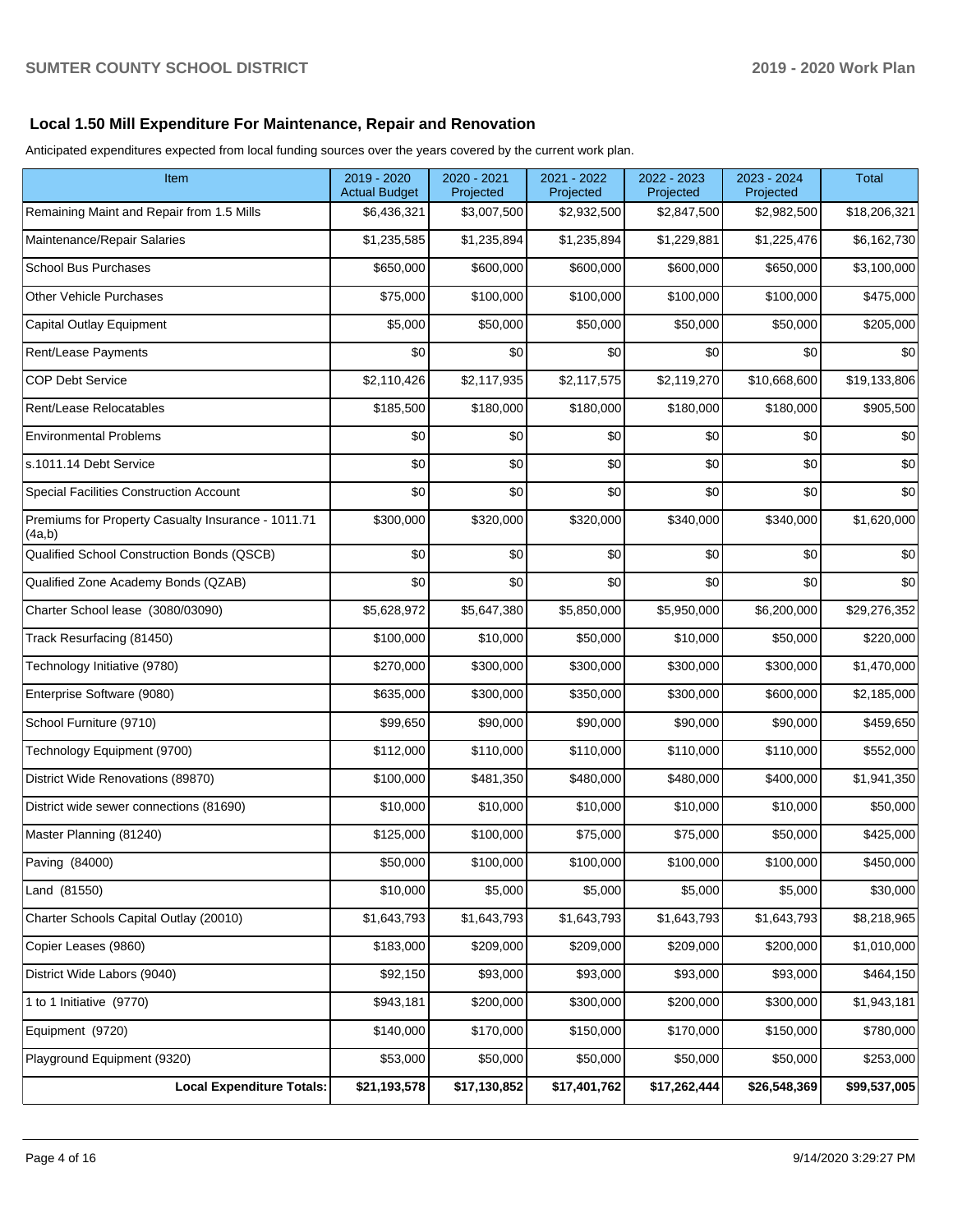## Local 1.50 Mill Expenditure For Maintenance, Repair and Renovation

Anticipated expenditures expected from local funding sources over the years covered by the current work plan.

| Item | 2019 - 2020 Actual Budget | 2020 - 2021 Projected | 2021 - 2022 Projected | 2022 - 2023 Projected | 2023 - 2024 Projected | Total |
|---|---|---|---|---|---|---|
| Remaining Maint and Repair from 1.5 Mills | $6,436,321 | $3,007,500 | $2,932,500 | $2,847,500 | $2,982,500 | $18,206,321 |
| Maintenance/Repair Salaries | $1,235,585 | $1,235,894 | $1,235,894 | $1,229,881 | $1,225,476 | $6,162,730 |
| School Bus Purchases | $650,000 | $600,000 | $600,000 | $600,000 | $650,000 | $3,100,000 |
| Other Vehicle Purchases | $75,000 | $100,000 | $100,000 | $100,000 | $100,000 | $475,000 |
| Capital Outlay Equipment | $5,000 | $50,000 | $50,000 | $50,000 | $50,000 | $205,000 |
| Rent/Lease Payments | $0 | $0 | $0 | $0 | $0 | $0 |
| COP Debt Service | $2,110,426 | $2,117,935 | $2,117,575 | $2,119,270 | $10,668,600 | $19,133,806 |
| Rent/Lease Relocatables | $185,500 | $180,000 | $180,000 | $180,000 | $180,000 | $905,500 |
| Environmental Problems | $0 | $0 | $0 | $0 | $0 | $0 |
| s.1011.14 Debt Service | $0 | $0 | $0 | $0 | $0 | $0 |
| Special Facilities Construction Account | $0 | $0 | $0 | $0 | $0 | $0 |
| Premiums for Property Casualty Insurance - 1011.71 (4a,b) | $300,000 | $320,000 | $320,000 | $340,000 | $340,000 | $1,620,000 |
| Qualified School Construction Bonds (QSCB) | $0 | $0 | $0 | $0 | $0 | $0 |
| Qualified Zone Academy Bonds (QZAB) | $0 | $0 | $0 | $0 | $0 | $0 |
| Charter School lease (3080/03090) | $5,628,972 | $5,647,380 | $5,850,000 | $5,950,000 | $6,200,000 | $29,276,352 |
| Track Resurfacing (81450) | $100,000 | $10,000 | $50,000 | $10,000 | $50,000 | $220,000 |
| Technology Initiative (9780) | $270,000 | $300,000 | $300,000 | $300,000 | $300,000 | $1,470,000 |
| Enterprise Software (9080) | $635,000 | $300,000 | $350,000 | $300,000 | $600,000 | $2,185,000 |
| School Furniture (9710) | $99,650 | $90,000 | $90,000 | $90,000 | $90,000 | $459,650 |
| Technology Equipment (9700) | $112,000 | $110,000 | $110,000 | $110,000 | $110,000 | $552,000 |
| District Wide Renovations (89870) | $100,000 | $481,350 | $480,000 | $480,000 | $400,000 | $1,941,350 |
| District wide sewer connections (81690) | $10,000 | $10,000 | $10,000 | $10,000 | $10,000 | $50,000 |
| Master Planning (81240) | $125,000 | $100,000 | $75,000 | $75,000 | $50,000 | $425,000 |
| Paving (84000) | $50,000 | $100,000 | $100,000 | $100,000 | $100,000 | $450,000 |
| Land (81550) | $10,000 | $5,000 | $5,000 | $5,000 | $5,000 | $30,000 |
| Charter Schools Capital Outlay (20010) | $1,643,793 | $1,643,793 | $1,643,793 | $1,643,793 | $1,643,793 | $8,218,965 |
| Copier Leases (9860) | $183,000 | $209,000 | $209,000 | $209,000 | $200,000 | $1,010,000 |
| District Wide Labors (9040) | $92,150 | $93,000 | $93,000 | $93,000 | $93,000 | $464,150 |
| 1 to 1 Initiative (9770) | $943,181 | $200,000 | $300,000 | $200,000 | $300,000 | $1,943,181 |
| Equipment (9720) | $140,000 | $170,000 | $150,000 | $170,000 | $150,000 | $780,000 |
| Playground Equipment (9320) | $53,000 | $50,000 | $50,000 | $50,000 | $50,000 | $253,000 |
| **Local Expenditure Totals:** | **$21,193,578** | **$17,130,852** | **$17,401,762** | **$17,262,444** | **$26,548,369** | **$99,537,005** |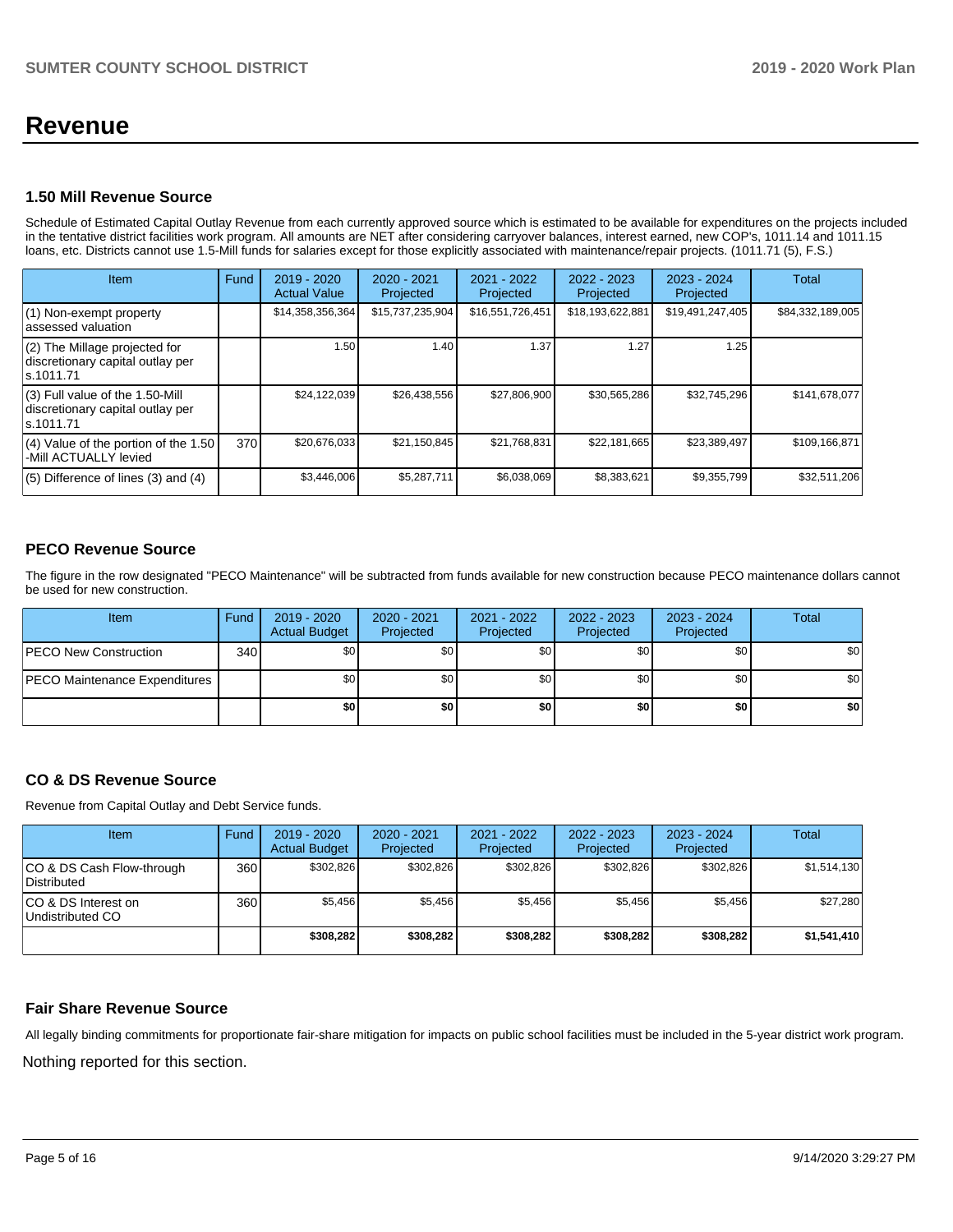# Revenue

### 1.50 Mill Revenue Source

Schedule of Estimated Capital Outlay Revenue from each currently approved source which is estimated to be available for expenditures on the projects included in the tentative district facilities work program. All amounts are NET after considering carryover balances, interest earned, new COP's, 1011.14 and 1011.15 loans, etc. Districts cannot use 1.5-Mill funds for salaries except for those explicitly associated with maintenance/repair projects. (1011.71 (5), F.S.)

| Item | Fund | 2019 - 2020 Actual Value | 2020 - 2021 Projected | 2021 - 2022 Projected | 2022 - 2023 Projected | 2023 - 2024 Projected | Total |
|---|---|---|---|---|---|---|---|
| (1) Non-exempt property assessed valuation | | $14,358,356,364 | $15,737,235,904 | $16,551,726,451 | $18,193,622,881 | $19,491,247,405 | $84,332,189,005 |
| (2) The Millage projected for discretionary capital outlay per s.1011.71 | | 1.50 | 1.40 | 1.37 | 1.27 | 1.25 | |
| (3) Full value of the 1.50-Mill discretionary capital outlay per s.1011.71 | | $24,122,039 | $26,438,556 | $27,806,900 | $30,565,286 | $32,745,296 | $141,678,077 |
| (4) Value of the portion of the 1.50 -Mill ACTUALLY levied | 370 | $20,676,033 | $21,150,845 | $21,768,831 | $22,181,665 | $23,389,497 | $109,166,871 |
| (5) Difference of lines (3) and (4) | | $3,446,006 | $5,287,711 | $6,038,069 | $8,383,621 | $9,355,799 | $32,511,206 |

### PECO Revenue Source

The figure in the row designated "PECO Maintenance" will be subtracted from funds available for new construction because PECO maintenance dollars cannot be used for new construction.

| Item | Fund | 2019 - 2020 Actual Budget | 2020 - 2021 Projected | 2021 - 2022 Projected | 2022 - 2023 Projected | 2023 - 2024 Projected | Total |
|---|---|---|---|---|---|---|---|
| PECO New Construction | 340 | $0 | $0 | $0 | $0 | $0 | $0 |
| PECO Maintenance Expenditures | | $0 | $0 | $0 | $0 | $0 | $0 |
| | | **$0** | **$0** | **$0** | **$0** | **$0** | **$0** |

### CO & DS Revenue Source

Revenue from Capital Outlay and Debt Service funds.

| Item | Fund | 2019 - 2020 Actual Budget | 2020 - 2021 Projected | 2021 - 2022 Projected | 2022 - 2023 Projected | 2023 - 2024 Projected | Total |
|---|---|---|---|---|---|---|---|
| CO & DS Cash Flow-through Distributed | 360 | $302,826 | $302,826 | $302,826 | $302,826 | $302,826 | $1,514,130 |
| CO & DS Interest on Undistributed CO | 360 | $5,456 | $5,456 | $5,456 | $5,456 | $5,456 | $27,280 |
| | | **$308,282** | **$308,282** | **$308,282** | **$308,282** | **$308,282** | **$1,541,410** |

### Fair Share Revenue Source

All legally binding commitments for proportionate fair-share mitigation for impacts on public school facilities must be included in the 5-year district work program.

Nothing reported for this section.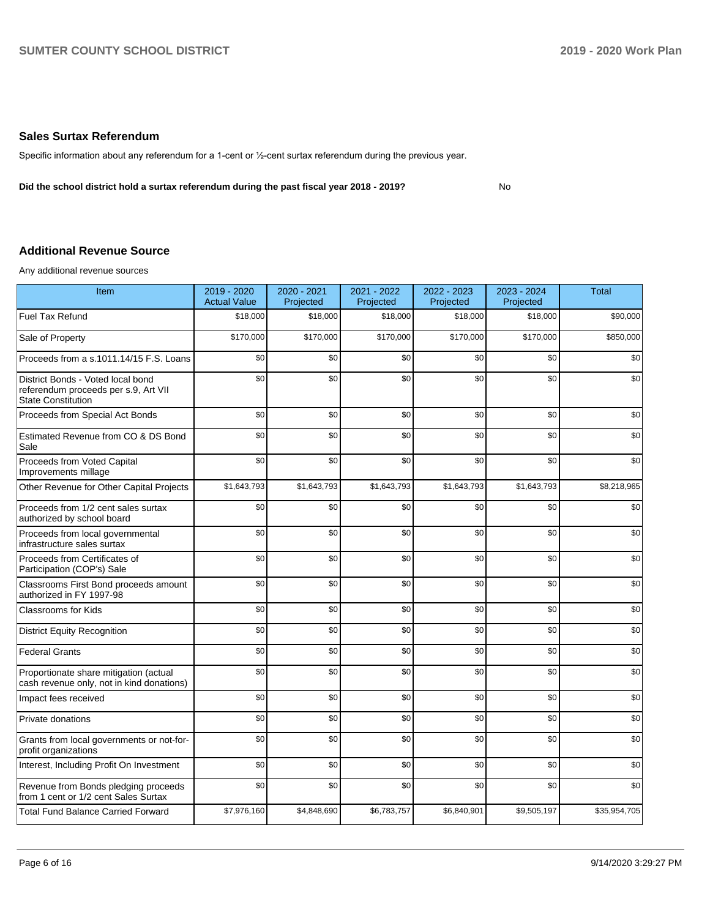## Sales Surtax Referendum

Specific information about any referendum for a 1-cent or ½-cent surtax referendum during the previous year.

**Did the school district hold a surtax referendum during the past fiscal year 2018 - 2019?** No

## Additional Revenue Source

Any additional revenue sources

| Item | 2019 - 2020 Actual Value | 2020 - 2021 Projected | 2021 - 2022 Projected | 2022 - 2023 Projected | 2023 - 2024 Projected | Total |
|---|---|---|---|---|---|---|
| Fuel Tax Refund | $18,000 | $18,000 | $18,000 | $18,000 | $18,000 | $90,000 |
| Sale of Property | $170,000 | $170,000 | $170,000 | $170,000 | $170,000 | $850,000 |
| Proceeds from a s.1011.14/15 F.S. Loans | $0 | $0 | $0 | $0 | $0 | $0 |
| District Bonds - Voted local bond referendum proceeds per s.9, Art VII State Constitution | $0 | $0 | $0 | $0 | $0 | $0 |
| Proceeds from Special Act Bonds | $0 | $0 | $0 | $0 | $0 | $0 |
| Estimated Revenue from CO & DS Bond Sale | $0 | $0 | $0 | $0 | $0 | $0 |
| Proceeds from Voted Capital Improvements millage | $0 | $0 | $0 | $0 | $0 | $0 |
| Other Revenue for Other Capital Projects | $1,643,793 | $1,643,793 | $1,643,793 | $1,643,793 | $1,643,793 | $8,218,965 |
| Proceeds from 1/2 cent sales surtax authorized by school board | $0 | $0 | $0 | $0 | $0 | $0 |
| Proceeds from local governmental infrastructure sales surtax | $0 | $0 | $0 | $0 | $0 | $0 |
| Proceeds from Certificates of Participation (COP's) Sale | $0 | $0 | $0 | $0 | $0 | $0 |
| Classrooms First Bond proceeds amount authorized in FY 1997-98 | $0 | $0 | $0 | $0 | $0 | $0 |
| Classrooms for Kids | $0 | $0 | $0 | $0 | $0 | $0 |
| District Equity Recognition | $0 | $0 | $0 | $0 | $0 | $0 |
| Federal Grants | $0 | $0 | $0 | $0 | $0 | $0 |
| Proportionate share mitigation (actual cash revenue only, not in kind donations) | $0 | $0 | $0 | $0 | $0 | $0 |
| Impact fees received | $0 | $0 | $0 | $0 | $0 | $0 |
| Private donations | $0 | $0 | $0 | $0 | $0 | $0 |
| Grants from local governments or not-for-profit organizations | $0 | $0 | $0 | $0 | $0 | $0 |
| Interest, Including Profit On Investment | $0 | $0 | $0 | $0 | $0 | $0 |
| Revenue from Bonds pledging proceeds from 1 cent or 1/2 cent Sales Surtax | $0 | $0 | $0 | $0 | $0 | $0 |
| Total Fund Balance Carried Forward | $7,976,160 | $4,848,690 | $6,783,757 | $6,840,901 | $9,505,197 | $35,954,705 |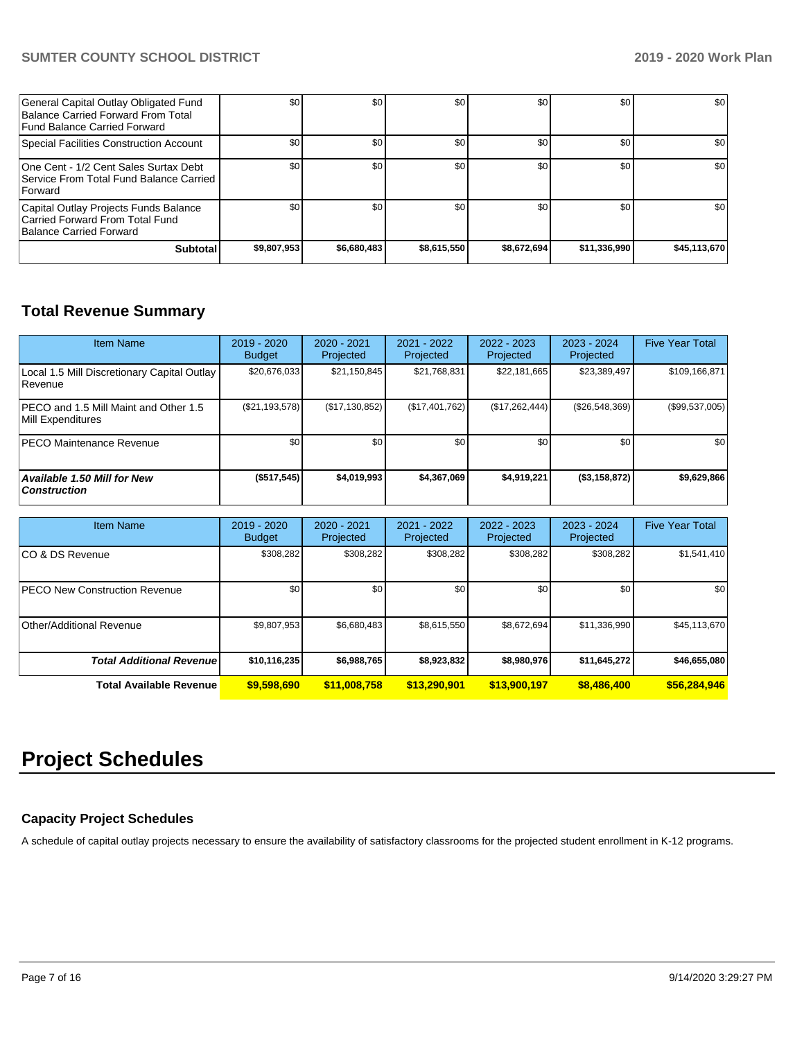| General Capital Outlay Obligated Fund Balance Carried Forward From Total Fund Balance Carried Forward | $0 | $0 | $0 | $0 | $0 | $0 |
|---|---|---|---|---|---|---|
| Special Facilities Construction Account | $0 | $0 | $0 | $0 | $0 | $0 |
| One Cent - 1/2 Cent Sales Surtax Debt Service From Total Fund Balance Carried Forward | $0 | $0 | $0 | $0 | $0 | $0 |
| Capital Outlay Projects Funds Balance Carried Forward From Total Fund Balance Carried Forward | $0 | $0 | $0 | $0 | $0 | $0 |
| **Subtotal** | **$9,807,953** | **$6,680,483** | **$8,615,550** | **$8,672,694** | **$11,336,990** | **$45,113,670** |

## Total Revenue Summary

| Item Name | 2019 - 2020 Budget | 2020 - 2021 Projected | 2021 - 2022 Projected | 2022 - 2023 Projected | 2023 - 2024 Projected | Five Year Total |
|---|---|---|---|---|---|---|
| Local 1.5 Mill Discretionary Capital Outlay Revenue | $20,676,033 | $21,150,845 | $21,768,831 | $22,181,665 | $23,389,497 | $109,166,871 |
| PECO and 1.5 Mill Maint and Other 1.5 Mill Expenditures | ($21,193,578) | ($17,130,852) | ($17,401,762) | ($17,262,444) | ($26,548,369) | ($99,537,005) |
| PECO Maintenance Revenue | $0 | $0 | $0 | $0 | $0 | $0 |
| ***Available 1.50 Mill for New Construction*** | **($517,545)** | **$4,019,993** | **$4,367,069** | **$4,919,221** | **($3,158,872)** | **$9,629,866** |

| Item Name | 2019 - 2020 Budget | 2020 - 2021 Projected | 2021 - 2022 Projected | 2022 - 2023 Projected | 2023 - 2024 Projected | Five Year Total |
|---|---|---|---|---|---|---|
| CO & DS Revenue | $308,282 | $308,282 | $308,282 | $308,282 | $308,282 | $1,541,410 |
| PECO New Construction Revenue | $0 | $0 | $0 | $0 | $0 | $0 |
| Other/Additional Revenue | $9,807,953 | $6,680,483 | $8,615,550 | $8,672,694 | $11,336,990 | $45,113,670 |
| ***Total Additional Revenue*** | **$10,116,235** | **$6,988,765** | **$8,923,832** | **$8,980,976** | **$11,645,272** | **$46,655,080** |
| **Total Available Revenue** | **$9,598,690** | **$11,008,758** | **$13,290,901** | **$13,900,197** | **$8,486,400** | **$56,284,946** |

# Project Schedules

### Capacity Project Schedules

A schedule of capital outlay projects necessary to ensure the availability of satisfactory classrooms for the projected student enrollment in K-12 programs.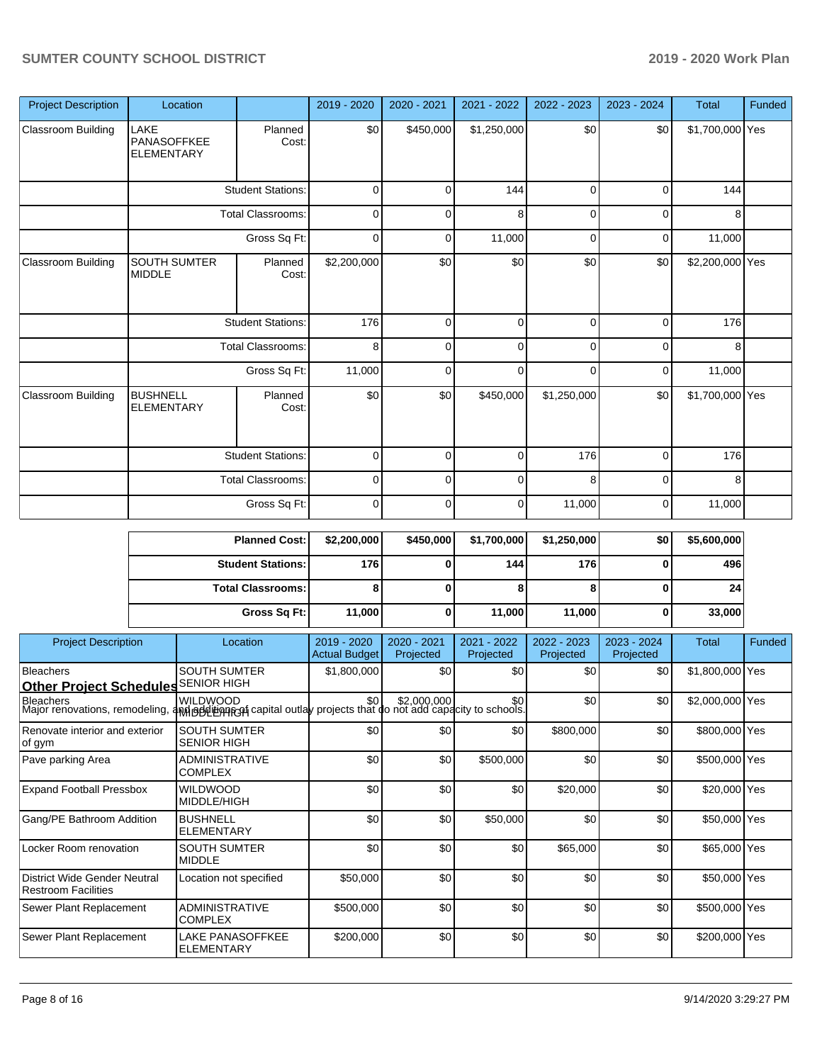| Project Description | Location | | 2019 - 2020 | 2020 - 2021 | 2021 - 2022 | 2022 - 2023 | 2023 - 2024 | Total | Funded |
|---|---|---|---|---|---|---|---|---|---|
| Classroom Building | LAKE PANASOFFKEE ELEMENTARY | Planned Cost: | $0 | $450,000 | $1,250,000 | $0 | $0 | $1,700,000 | Yes |
| | | Student Stations: | 0 | 0 | 144 | 0 | 0 | 144 | |
| | | Total Classrooms: | 0 | 0 | 8 | 0 | 0 | 8 | |
| | | Gross Sq Ft: | 0 | 0 | 11,000 | 0 | 0 | 11,000 | |
| Classroom Building | SOUTH SUMTER MIDDLE | Planned Cost: | $2,200,000 | $0 | $0 | $0 | $0 | $2,200,000 | Yes |
| | | Student Stations: | 176 | 0 | 0 | 0 | 0 | 176 | |
| | | Total Classrooms: | 8 | 0 | 0 | 0 | 0 | 8 | |
| | | Gross Sq Ft: | 11,000 | 0 | 0 | 0 | 0 | 11,000 | |
| Classroom Building | BUSHNELL ELEMENTARY | Planned Cost: | $0 | $0 | $450,000 | $1,250,000 | $0 | $1,700,000 | Yes |
| | | Student Stations: | 0 | 0 | 0 | 176 | 0 | 176 | |
| | | Total Classrooms: | 0 | 0 | 0 | 8 | 0 | 8 | |
| | | Gross Sq Ft: | 0 | 0 | 0 | 11,000 | 0 | 11,000 | |

| | 2019 - 2020 | 2020 - 2021 | 2021 - 2022 | 2022 - 2023 | 2023 - 2024 | Total |
|---|---|---|---|---|---|---|
| **Planned Cost:** | **$2,200,000** | **$450,000** | **$1,700,000** | **$1,250,000** | **$0** | **$5,600,000** |
| **Student Stations:** | **176** | **0** | **144** | **176** | **0** | **496** |
| **Total Classrooms:** | **8** | **0** | **8** | **8** | **0** | **24** |
| **Gross Sq Ft:** | **11,000** | **0** | **11,000** | **11,000** | **0** | **33,000** |

## Other Project Schedules

Major renovations, remodeling, and additions of capital outlay projects that do not add capacity to schools.

| Project Description | Location | 2019 - 2020 Actual Budget | 2020 - 2021 Projected | 2021 - 2022 Projected | 2022 - 2023 Projected | 2023 - 2024 Projected | Total | Funded |
|---|---|---|---|---|---|---|---|---|
| Bleachers | SOUTH SUMTER SENIOR HIGH | $1,800,000 | $0 | $0 | $0 | $0 | $1,800,000 | Yes |
| Bleachers | WILDWOOD MIDDLE/HIGH | $0 | $2,000,000 | $0 | $0 | $0 | $2,000,000 | Yes |
| Renovate interior and exterior of gym | SOUTH SUMTER SENIOR HIGH | $0 | $0 | $0 | $800,000 | $0 | $800,000 | Yes |
| Pave parking Area | ADMINISTRATIVE COMPLEX | $0 | $0 | $500,000 | $0 | $0 | $500,000 | Yes |
| Expand Football Pressbox | WILDWOOD MIDDLE/HIGH | $0 | $0 | $0 | $20,000 | $0 | $20,000 | Yes |
| Gang/PE Bathroom Addition | BUSHNELL ELEMENTARY | $0 | $0 | $50,000 | $0 | $0 | $50,000 | Yes |
| Locker Room renovation | SOUTH SUMTER MIDDLE | $0 | $0 | $0 | $65,000 | $0 | $65,000 | Yes |
| District Wide Gender Neutral Restroom Facilities | Location not specified | $50,000 | $0 | $0 | $0 | $0 | $50,000 | Yes |
| Sewer Plant Replacement | ADMINISTRATIVE COMPLEX | $500,000 | $0 | $0 | $0 | $0 | $500,000 | Yes |
| Sewer Plant Replacement | LAKE PANASOFFKEE ELEMENTARY | $200,000 | $0 | $0 | $0 | $0 | $200,000 | Yes |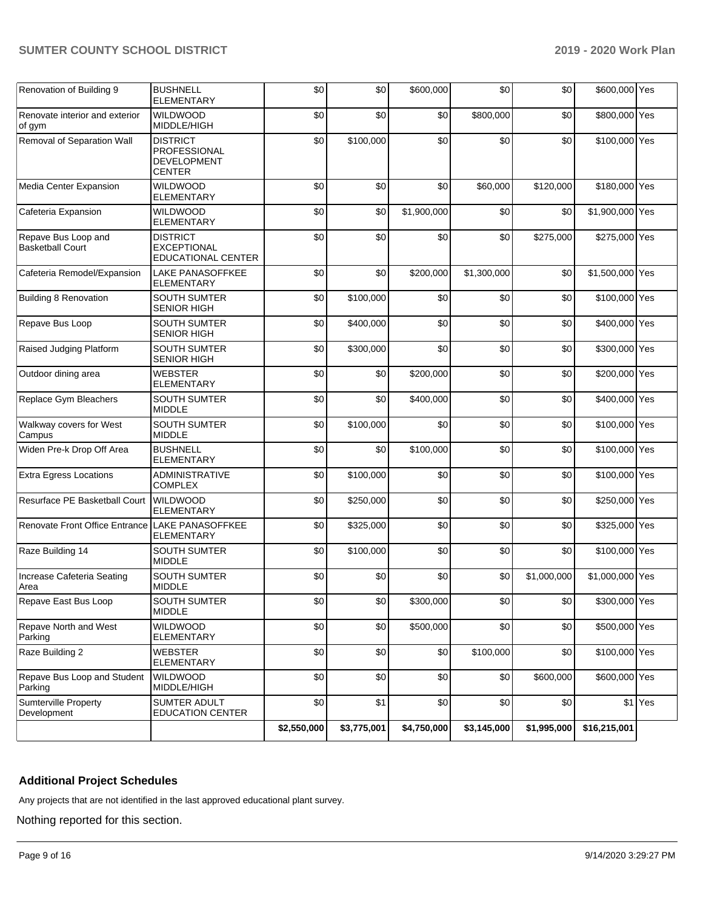| | | | | | | | | |
|---|---|---|---|---|---|---|---|---|
| Renovation of Building 9 | BUSHNELL ELEMENTARY | $0 | $0 | $600,000 | $0 | $0 | $600,000 | Yes |
| Renovate interior and exterior of gym | WILDWOOD MIDDLE/HIGH | $0 | $0 | $0 | $800,000 | $0 | $800,000 | Yes |
| Removal of Separation Wall | DISTRICT PROFESSIONAL DEVELOPMENT CENTER | $0 | $100,000 | $0 | $0 | $0 | $100,000 | Yes |
| Media Center Expansion | WILDWOOD ELEMENTARY | $0 | $0 | $0 | $60,000 | $120,000 | $180,000 | Yes |
| Cafeteria Expansion | WILDWOOD ELEMENTARY | $0 | $0 | $1,900,000 | $0 | $0 | $1,900,000 | Yes |
| Repave Bus Loop and Basketball Court | DISTRICT EXCEPTIONAL EDUCATIONAL CENTER | $0 | $0 | $0 | $0 | $275,000 | $275,000 | Yes |
| Cafeteria Remodel/Expansion | LAKE PANASOFFKEE ELEMENTARY | $0 | $0 | $200,000 | $1,300,000 | $0 | $1,500,000 | Yes |
| Building 8 Renovation | SOUTH SUMTER SENIOR HIGH | $0 | $100,000 | $0 | $0 | $0 | $100,000 | Yes |
| Repave Bus Loop | SOUTH SUMTER SENIOR HIGH | $0 | $400,000 | $0 | $0 | $0 | $400,000 | Yes |
| Raised Judging Platform | SOUTH SUMTER SENIOR HIGH | $0 | $300,000 | $0 | $0 | $0 | $300,000 | Yes |
| Outdoor dining area | WEBSTER ELEMENTARY | $0 | $0 | $200,000 | $0 | $0 | $200,000 | Yes |
| Replace Gym Bleachers | SOUTH SUMTER MIDDLE | $0 | $0 | $400,000 | $0 | $0 | $400,000 | Yes |
| Walkway covers for West Campus | SOUTH SUMTER MIDDLE | $0 | $100,000 | $0 | $0 | $0 | $100,000 | Yes |
| Widen Pre-k Drop Off Area | BUSHNELL ELEMENTARY | $0 | $0 | $100,000 | $0 | $0 | $100,000 | Yes |
| Extra Egress Locations | ADMINISTRATIVE COMPLEX | $0 | $100,000 | $0 | $0 | $0 | $100,000 | Yes |
| Resurface PE Basketball Court | WILDWOOD ELEMENTARY | $0 | $250,000 | $0 | $0 | $0 | $250,000 | Yes |
| Renovate Front Office Entrance | LAKE PANASOFFKEE ELEMENTARY | $0 | $325,000 | $0 | $0 | $0 | $325,000 | Yes |
| Raze Building 14 | SOUTH SUMTER MIDDLE | $0 | $100,000 | $0 | $0 | $0 | $100,000 | Yes |
| Increase Cafeteria Seating Area | SOUTH SUMTER MIDDLE | $0 | $0 | $0 | $0 | $1,000,000 | $1,000,000 | Yes |
| Repave East Bus Loop | SOUTH SUMTER MIDDLE | $0 | $0 | $300,000 | $0 | $0 | $300,000 | Yes |
| Repave North and West Parking | WILDWOOD ELEMENTARY | $0 | $0 | $500,000 | $0 | $0 | $500,000 | Yes |
| Raze Building 2 | WEBSTER ELEMENTARY | $0 | $0 | $0 | $100,000 | $0 | $100,000 | Yes |
| Repave Bus Loop and Student Parking | WILDWOOD MIDDLE/HIGH | $0 | $0 | $0 | $0 | $600,000 | $600,000 | Yes |
| Sumterville Property Development | SUMTER ADULT EDUCATION CENTER | $0 | $1 | $0 | $0 | $0 | $1 | Yes |
| | | $2,550,000 | $3,775,001 | $4,750,000 | $3,145,000 | $1,995,000 | $16,215,001 | |

### Additional Project Schedules

Any projects that are not identified in the last approved educational plant survey.

Nothing reported for this section.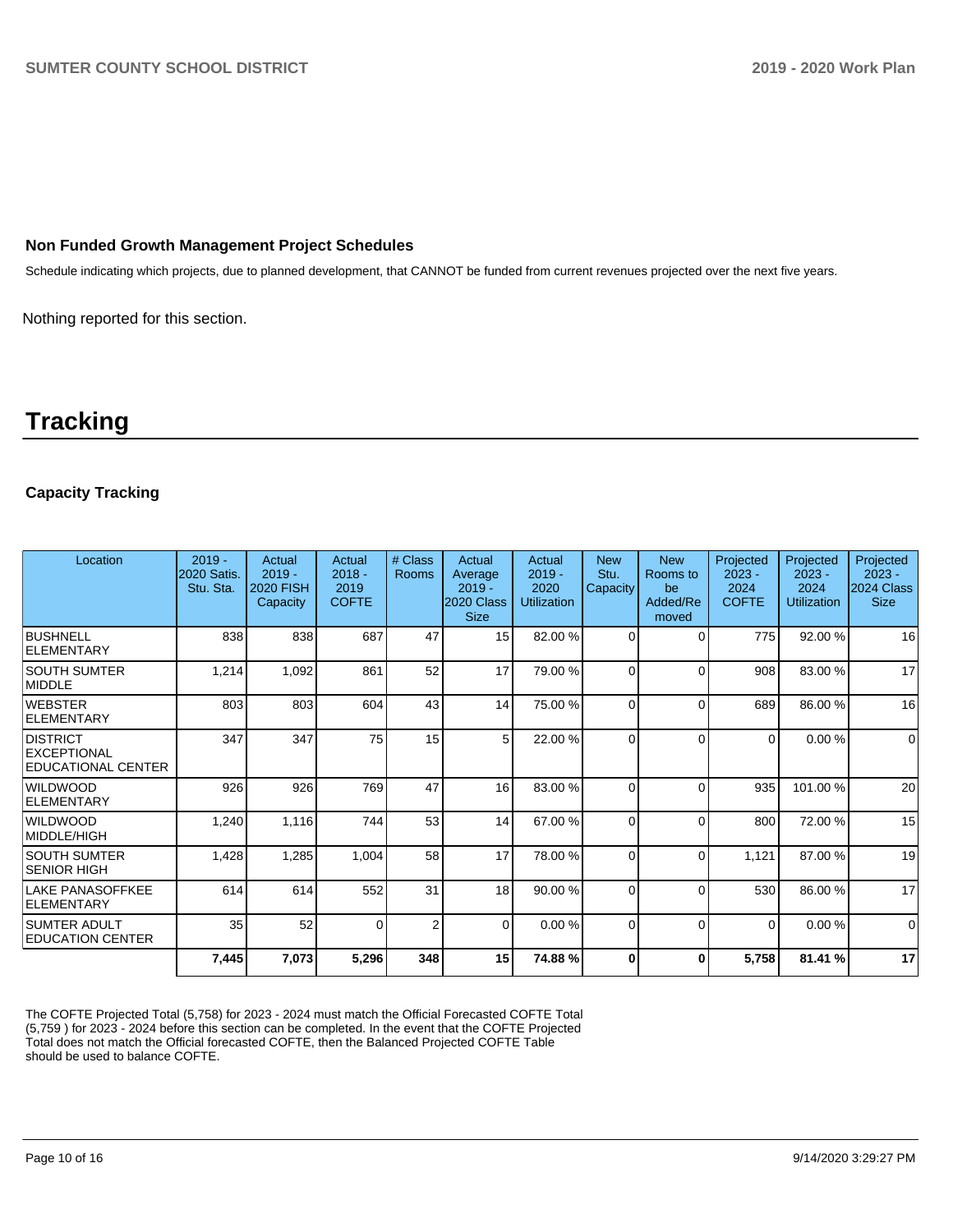### Non Funded Growth Management Project Schedules

Schedule indicating which projects, due to planned development, that CANNOT be funded from current revenues projected over the next five years.

Nothing reported for this section.

# Tracking

### Capacity Tracking

| Location | 2019 - 2020 Satis. Stu. Sta. | Actual 2019 - 2020 FISH Capacity | Actual 2018 - 2019 COFTE | # Class Rooms | Actual Average 2019 - 2020 Class Size | Actual 2019 - 2020 Utilization | New Stu. Capacity | New Rooms to be Added/Removed | Projected 2023 - 2024 COFTE | Projected 2023 - 2024 Utilization | Projected 2023 - 2024 Class Size |
|---|---|---|---|---|---|---|---|---|---|---|---|
| BUSHNELL ELEMENTARY | 838 | 838 | 687 | 47 | 15 | 82.00 % | 0 | 0 | 775 | 92.00 % | 16 |
| SOUTH SUMTER MIDDLE | 1,214 | 1,092 | 861 | 52 | 17 | 79.00 % | 0 | 0 | 908 | 83.00 % | 17 |
| WEBSTER ELEMENTARY | 803 | 803 | 604 | 43 | 14 | 75.00 % | 0 | 0 | 689 | 86.00 % | 16 |
| DISTRICT EXCEPTIONAL EDUCATIONAL CENTER | 347 | 347 | 75 | 15 | 5 | 22.00 % | 0 | 0 | 0 | 0.00 % | 0 |
| WILDWOOD ELEMENTARY | 926 | 926 | 769 | 47 | 16 | 83.00 % | 0 | 0 | 935 | 101.00 % | 20 |
| WILDWOOD MIDDLE/HIGH | 1,240 | 1,116 | 744 | 53 | 14 | 67.00 % | 0 | 0 | 800 | 72.00 % | 15 |
| SOUTH SUMTER SENIOR HIGH | 1,428 | 1,285 | 1,004 | 58 | 17 | 78.00 % | 0 | 0 | 1,121 | 87.00 % | 19 |
| LAKE PANASOFFKEE ELEMENTARY | 614 | 614 | 552 | 31 | 18 | 90.00 % | 0 | 0 | 530 | 86.00 % | 17 |
| SUMTER ADULT EDUCATION CENTER | 35 | 52 | 0 | 2 | 0 | 0.00 % | 0 | 0 | 0 | 0.00 % | 0 |
| | **7,445** | **7,073** | **5,296** | **348** | **15** | **74.88 %** | **0** | **0** | **5,758** | **81.41 %** | **17** |

The COFTE Projected Total (5,758) for 2023 - 2024 must match the Official Forecasted COFTE Total (5,759 ) for 2023 - 2024 before this section can be completed. In the event that the COFTE Projected Total does not match the Official forecasted COFTE, then the Balanced Projected COFTE Table should be used to balance COFTE.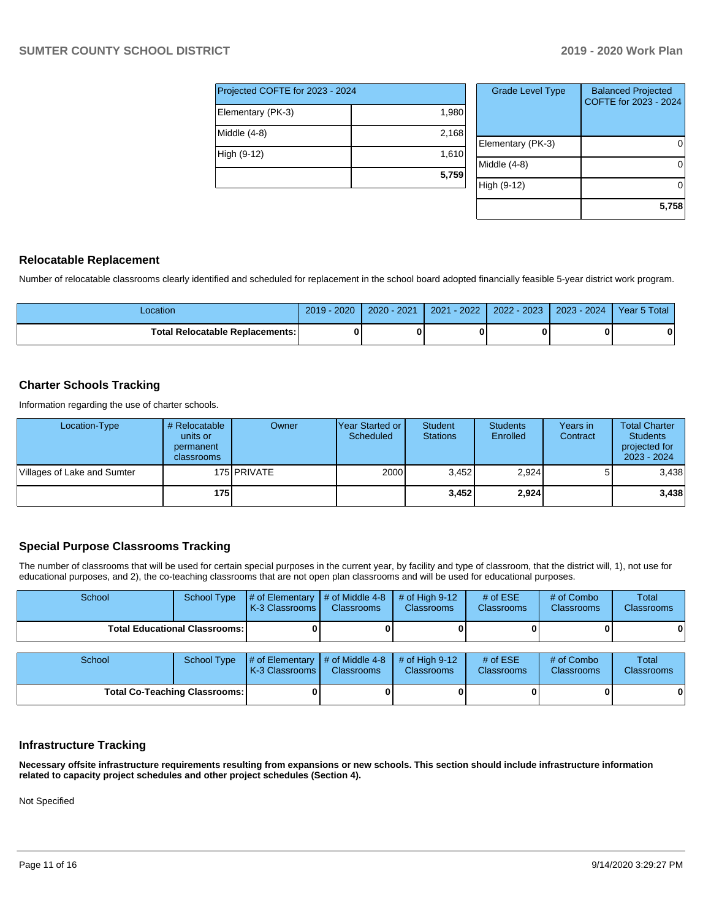| Projected COFTE for 2023 - 2024 | |
|---|---|
| Elementary (PK-3) | 1,980 |
| Middle (4-8) | 2,168 |
| High (9-12) | 1,610 |
| | **5,759** |

| Grade Level Type | Balanced Projected COFTE for 2023 - 2024 |
|---|---|
| Elementary (PK-3) | 0 |
| Middle (4-8) | 0 |
| High (9-12) | 0 |
| | **5,758** |

## Relocatable Replacement

Number of relocatable classrooms clearly identified and scheduled for replacement in the school board adopted financially feasible 5-year district work program.

| Location | 2019 - 2020 | 2020 - 2021 | 2021 - 2022 | 2022 - 2023 | 2023 - 2024 | Year 5 Total |
|---|---|---|---|---|---|---|
| **Total Relocatable Replacements:** | **0** | **0** | **0** | **0** | **0** | **0** |

## Charter Schools Tracking

Information regarding the use of charter schools.

| Location-Type | # Relocatable units or permanent classrooms | Owner | Year Started or Scheduled | Student Stations | Students Enrolled | Years in Contract | Total Charter Students projected for 2023 - 2024 |
|---|---|---|---|---|---|---|---|
| Villages of Lake and Sumter | 175 | PRIVATE | 2000 | 3,452 | 2,924 | 5 | 3,438 |
| | **175** | | | **3,452** | **2,924** | | **3,438** |

## Special Purpose Classrooms Tracking

The number of classrooms that will be used for certain special purposes in the current year, by facility and type of classroom, that the district will, 1), not use for educational purposes, and 2), the co-teaching classrooms that are not open plan classrooms and will be used for educational purposes.

| School | School Type | # of Elementary K-3 Classrooms | # of Middle 4-8 Classrooms | # of High 9-12 Classrooms | # of ESE Classrooms | # of Combo Classrooms | Total Classrooms |
|---|---|---|---|---|---|---|---|
| **Total Educational Classrooms:** | | **0** | **0** | **0** | **0** | **0** | **0** |

| School | School Type | # of Elementary K-3 Classrooms | # of Middle 4-8 Classrooms | # of High 9-12 Classrooms | # of ESE Classrooms | # of Combo Classrooms | Total Classrooms |
|---|---|---|---|---|---|---|---|
| **Total Co-Teaching Classrooms:** | | **0** | **0** | **0** | **0** | **0** | **0** |

## Infrastructure Tracking

**Necessary offsite infrastructure requirements resulting from expansions or new schools. This section should include infrastructure information related to capacity project schedules and other project schedules (Section 4).**

Not Specified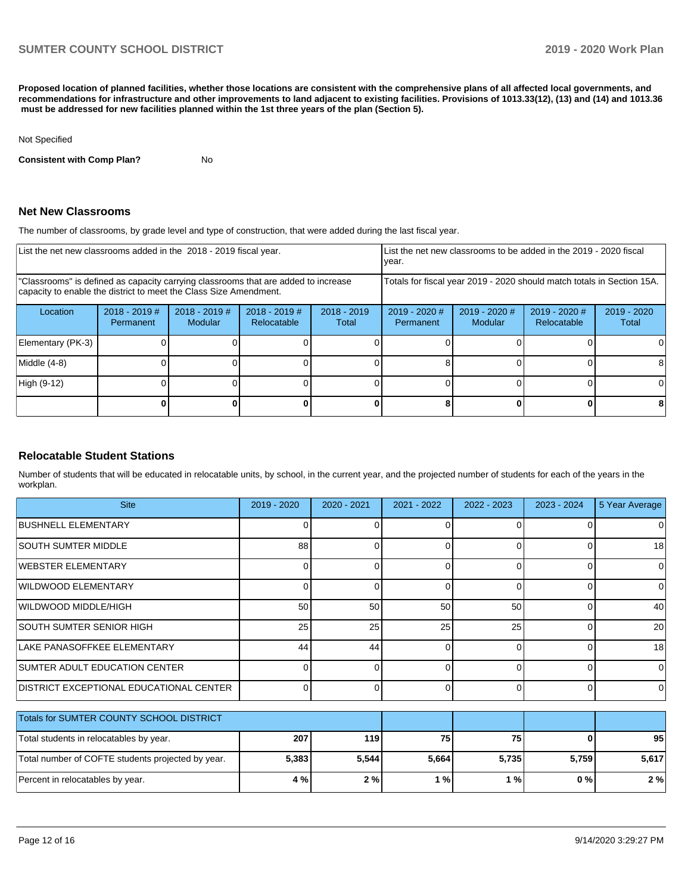**Proposed location of planned facilities, whether those locations are consistent with the comprehensive plans of all affected local governments, and recommendations for infrastructure and other improvements to land adjacent to existing facilities. Provisions of 1013.33(12), (13) and (14) and 1013.36 must be addressed for new facilities planned within the 1st three years of the plan (Section 5).**

Not Specified

**Consistent with Comp Plan?** No

## Net New Classrooms

The number of classrooms, by grade level and type of construction, that were added during the last fiscal year.

| List the net new classrooms added in the 2018 - 2019 fiscal year. | | | | | List the net new classrooms to be added in the 2019 - 2020 fiscal year. | | | |
|---|---|---|---|---|---|---|---|---|
| "Classrooms" is defined as capacity carrying classrooms that are added to increase capacity to enable the district to meet the Class Size Amendment. | | | | | Totals for fiscal year 2019 - 2020 should match totals in Section 15A. | | | |
| Location | 2018 - 2019 # Permanent | 2018 - 2019 # Modular | 2018 - 2019 # Relocatable | 2018 - 2019 Total | 2019 - 2020 # Permanent | 2019 - 2020 # Modular | 2019 - 2020 # Relocatable | 2019 - 2020 Total |
| Elementary (PK-3) | 0 | 0 | 0 | 0 | 0 | 0 | 0 | 0 |
| Middle (4-8) | 0 | 0 | 0 | 0 | 8 | 0 | 0 | 8 |
| High (9-12) | 0 | 0 | 0 | 0 | 0 | 0 | 0 | 0 |
| | **0** | **0** | **0** | **0** | **8** | **0** | **0** | **8** |

## Relocatable Student Stations

Number of students that will be educated in relocatable units, by school, in the current year, and the projected number of students for each of the years in the workplan.

| Site | 2019 - 2020 | 2020 - 2021 | 2021 - 2022 | 2022 - 2023 | 2023 - 2024 | 5 Year Average |
|---|---|---|---|---|---|---|
| BUSHNELL ELEMENTARY | 0 | 0 | 0 | 0 | 0 | 0 |
| SOUTH SUMTER MIDDLE | 88 | 0 | 0 | 0 | 0 | 18 |
| WEBSTER ELEMENTARY | 0 | 0 | 0 | 0 | 0 | 0 |
| WILDWOOD ELEMENTARY | 0 | 0 | 0 | 0 | 0 | 0 |
| WILDWOOD MIDDLE/HIGH | 50 | 50 | 50 | 50 | 0 | 40 |
| SOUTH SUMTER SENIOR HIGH | 25 | 25 | 25 | 25 | 0 | 20 |
| LAKE PANASOFFKEE ELEMENTARY | 44 | 44 | 0 | 0 | 0 | 18 |
| SUMTER ADULT EDUCATION CENTER | 0 | 0 | 0 | 0 | 0 | 0 |
| DISTRICT EXCEPTIONAL EDUCATIONAL CENTER | 0 | 0 | 0 | 0 | 0 | 0 |

| Totals for SUMTER COUNTY SCHOOL DISTRICT | | | | | | |
|---|---|---|---|---|---|---|
| Total students in relocatables by year. | **207** | **119** | **75** | **75** | **0** | **95** |
| Total number of COFTE students projected by year. | **5,383** | **5,544** | **5,664** | **5,735** | **5,759** | **5,617** |
| Percent in relocatables by year. | **4 %** | **2 %** | **1 %** | **1 %** | **0 %** | **2 %** |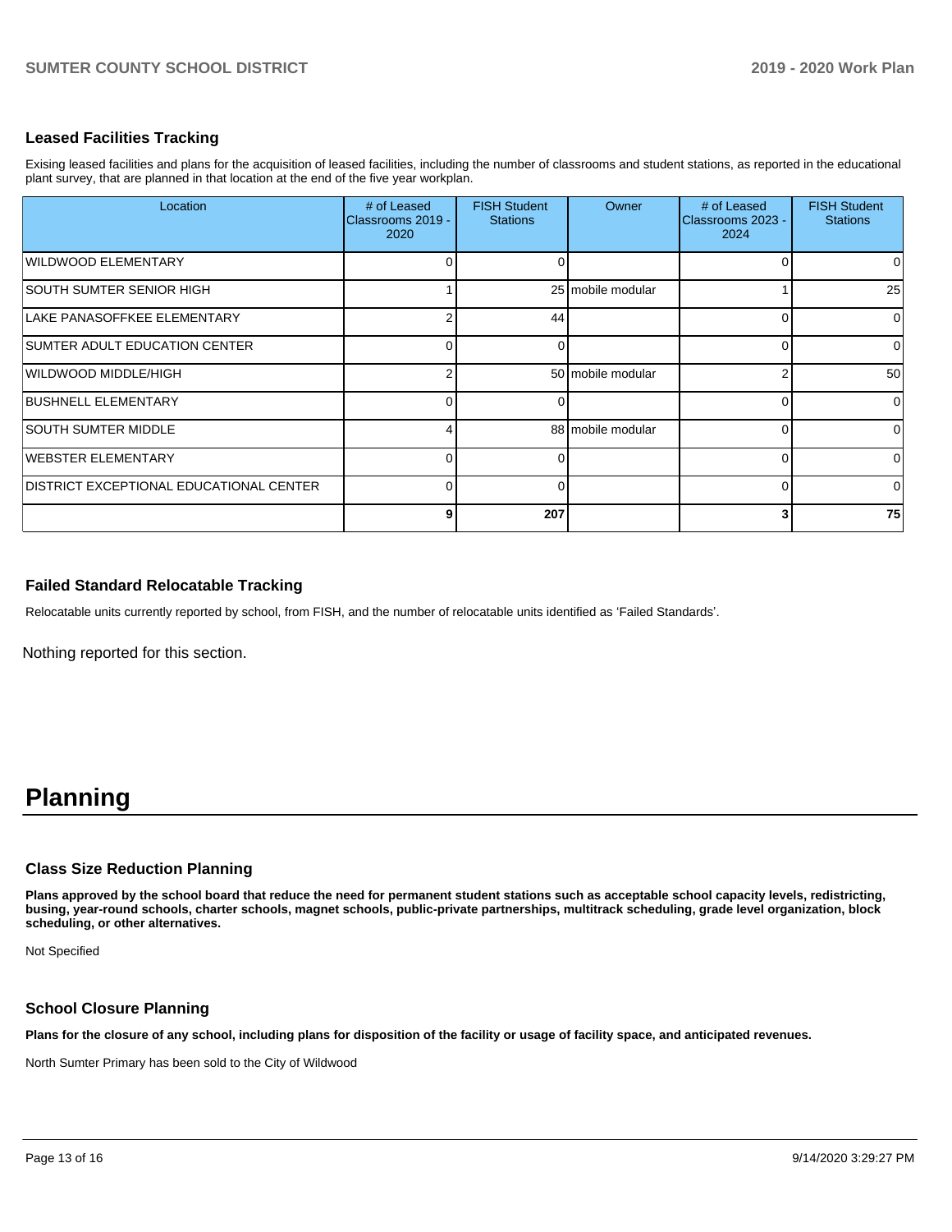### Leased Facilities Tracking

Exising leased facilities and plans for the acquisition of leased facilities, including the number of classrooms and student stations, as reported in the educational plant survey, that are planned in that location at the end of the five year workplan.

| Location | # of Leased Classrooms 2019 - 2020 | FISH Student Stations | Owner | # of Leased Classrooms 2023 - 2024 | FISH Student Stations |
|---|---|---|---|---|---|
| WILDWOOD ELEMENTARY | 0 | 0 | | 0 | 0 |
| SOUTH SUMTER SENIOR HIGH | 1 | 25 | mobile modular | 1 | 25 |
| LAKE PANASOFFKEE ELEMENTARY | 2 | 44 | | 0 | 0 |
| SUMTER ADULT EDUCATION CENTER | 0 | 0 | | 0 | 0 |
| WILDWOOD MIDDLE/HIGH | 2 | 50 | mobile modular | 2 | 50 |
| BUSHNELL ELEMENTARY | 0 | 0 | | 0 | 0 |
| SOUTH SUMTER MIDDLE | 4 | 88 | mobile modular | 0 | 0 |
| WEBSTER ELEMENTARY | 0 | 0 | | 0 | 0 |
| DISTRICT EXCEPTIONAL EDUCATIONAL CENTER | 0 | 0 | | 0 | 0 |
| | 9 | 207 | | 3 | 75 |

### Failed Standard Relocatable Tracking

Relocatable units currently reported by school, from FISH, and the number of relocatable units identified as 'Failed Standards'.

Nothing reported for this section.

# Planning

### Class Size Reduction Planning

**Plans approved by the school board that reduce the need for permanent student stations such as acceptable school capacity levels, redistricting, busing, year-round schools, charter schools, magnet schools, public-private partnerships, multitrack scheduling, grade level organization, block scheduling, or other alternatives.**

Not Specified

### School Closure Planning

**Plans for the closure of any school, including plans for disposition of the facility or usage of facility space, and anticipated revenues.**

North Sumter Primary has been sold to the City of Wildwood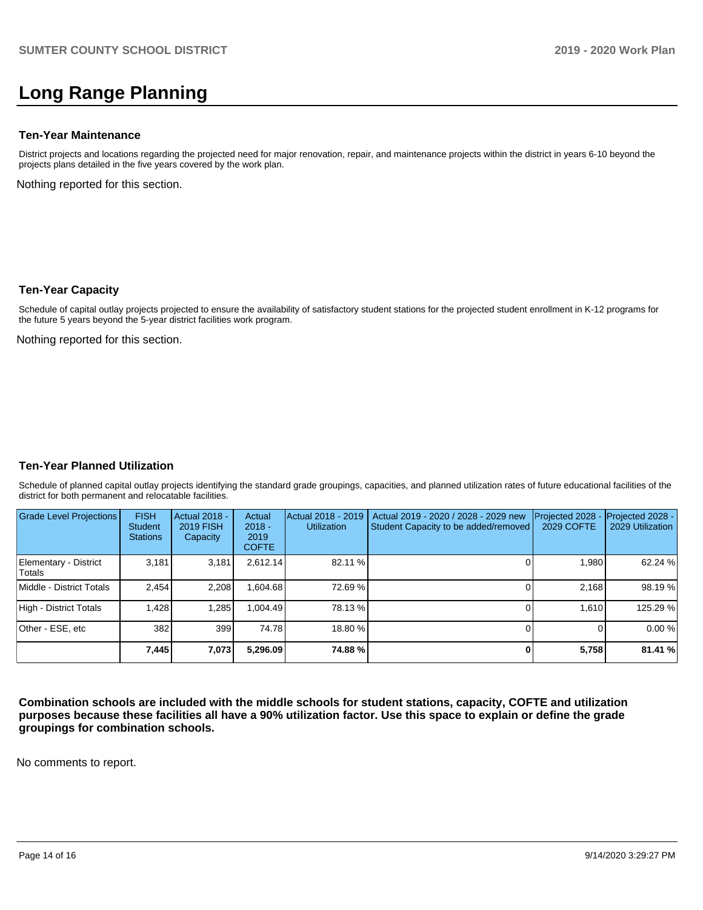# Long Range Planning

### Ten-Year Maintenance

District projects and locations regarding the projected need for major renovation, repair, and maintenance projects within the district in years 6-10 beyond the projects plans detailed in the five years covered by the work plan.

Nothing reported for this section.

### Ten-Year Capacity

Schedule of capital outlay projects projected to ensure the availability of satisfactory student stations for the projected student enrollment in K-12 programs for the future 5 years beyond the 5-year district facilities work program.

Nothing reported for this section.

### Ten-Year Planned Utilization

Schedule of planned capital outlay projects identifying the standard grade groupings, capacities, and planned utilization rates of future educational facilities of the district for both permanent and relocatable facilities.

| Grade Level Projections | FISH Student Stations | Actual 2018 - 2019 FISH Capacity | Actual 2018 - 2019 COFTE | Actual 2018 - 2019 Utilization | Actual 2019 - 2020 / 2028 - 2029 new Student Capacity to be added/removed | Projected 2028 - 2029 COFTE | Projected 2028 - 2029 Utilization |
|---|---|---|---|---|---|---|---|
| Elementary - District Totals | 3,181 | 3,181 | 2,612.14 | 82.11 % | 0 | 1,980 | 62.24 % |
| Middle - District Totals | 2,454 | 2,208 | 1,604.68 | 72.69 % | 0 | 2,168 | 98.19 % |
| High - District Totals | 1,428 | 1,285 | 1,004.49 | 78.13 % | 0 | 1,610 | 125.29 % |
| Other - ESE, etc | 382 | 399 | 74.78 | 18.80 % | 0 | 0 | 0.00 % |
| | **7,445** | **7,073** | **5,296.09** | **74.88 %** | **0** | **5,758** | **81.41 %** |

**Combination schools are included with the middle schools for student stations, capacity, COFTE and utilization purposes because these facilities all have a 90% utilization factor. Use this space to explain or define the grade groupings for combination schools.**

No comments to report.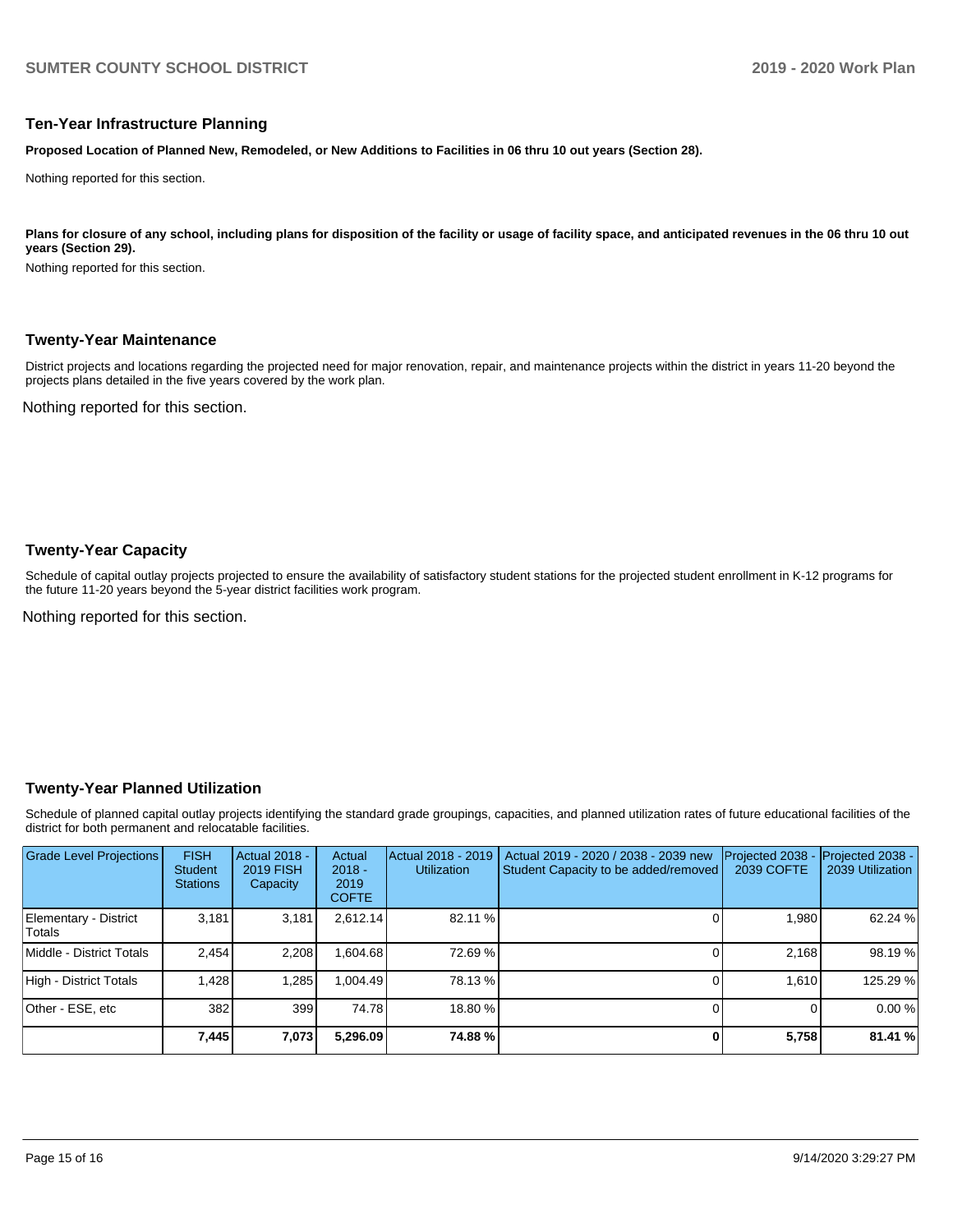## Ten-Year Infrastructure Planning

**Proposed Location of Planned New, Remodeled, or New Additions to Facilities in 06 thru 10 out years (Section 28).**

Nothing reported for this section.

**Plans for closure of any school, including plans for disposition of the facility or usage of facility space, and anticipated revenues in the 06 thru 10 out years (Section 29).**

Nothing reported for this section.

## Twenty-Year Maintenance

District projects and locations regarding the projected need for major renovation, repair, and maintenance projects within the district in years 11-20 beyond the projects plans detailed in the five years covered by the work plan.

Nothing reported for this section.

## Twenty-Year Capacity

Schedule of capital outlay projects projected to ensure the availability of satisfactory student stations for the projected student enrollment in K-12 programs for the future 11-20 years beyond the 5-year district facilities work program.

Nothing reported for this section.

## Twenty-Year Planned Utilization

Schedule of planned capital outlay projects identifying the standard grade groupings, capacities, and planned utilization rates of future educational facilities of the district for both permanent and relocatable facilities.

| Grade Level Projections | FISH Student Stations | Actual 2018 - 2019 FISH Capacity | Actual 2018 - 2019 COFTE | Actual 2018 - 2019 Utilization | Actual 2019 - 2020 / 2038 - 2039 new Student Capacity to be added/removed | Projected 2038 - 2039 COFTE | Projected 2038 - 2039 Utilization |
|---|---|---|---|---|---|---|---|
| Elementary - District Totals | 3,181 | 3,181 | 2,612.14 | 82.11 % | 0 | 1,980 | 62.24 % |
| Middle - District Totals | 2,454 | 2,208 | 1,604.68 | 72.69 % | 0 | 2,168 | 98.19 % |
| High - District Totals | 1,428 | 1,285 | 1,004.49 | 78.13 % | 0 | 1,610 | 125.29 % |
| Other - ESE, etc | 382 | 399 | 74.78 | 18.80 % | 0 | 0 | 0.00 % |
| | **7,445** | **7,073** | **5,296.09** | **74.88 %** | **0** | **5,758** | **81.41 %** |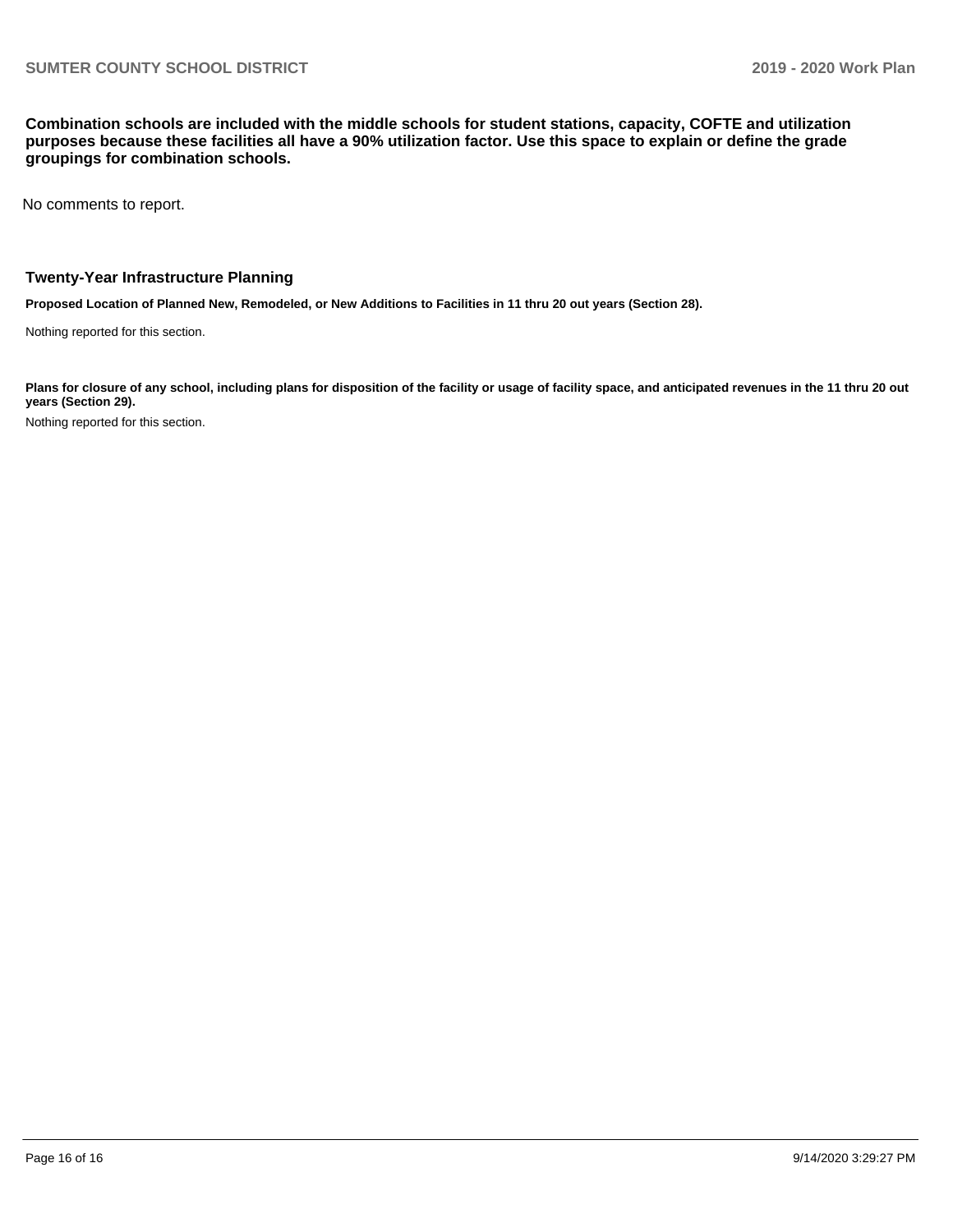**Combination schools are included with the middle schools for student stations, capacity, COFTE and utilization purposes because these facilities all have a 90% utilization factor. Use this space to explain or define the grade groupings for combination schools.**

No comments to report.

## Twenty-Year Infrastructure Planning

**Proposed Location of Planned New, Remodeled, or New Additions to Facilities in 11 thru 20 out years (Section 28).**

Nothing reported for this section.

**Plans for closure of any school, including plans for disposition of the facility or usage of facility space, and anticipated revenues in the 11 thru 20 out years (Section 29).**

Nothing reported for this section.